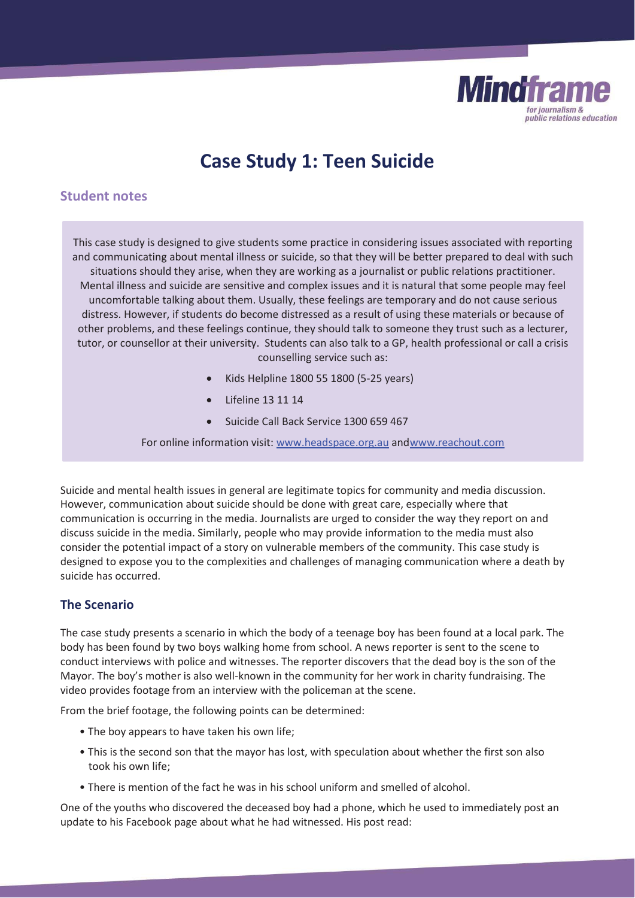Mindframe
for journalism & public relations education

# Case Study 1: Teen Suicide

## Student notes

This case study is designed to give students some practice in considering issues associated with reporting and communicating about mental illness or suicide, so that they will be better prepared to deal with such situations should they arise, when they are working as a journalist or public relations practitioner. Mental illness and suicide are sensitive and complex issues and it is natural that some people may feel uncomfortable talking about them. Usually, these feelings are temporary and do not cause serious distress. However, if students do become distressed as a result of using these materials or because of other problems, and these feelings continue, they should talk to someone they trust such as a lecturer, tutor, or counsellor at their university. Students can also talk to a GP, health professional or call a crisis counselling service such as:

- Kids Helpline 1800 55 1800 (5-25 years)
- Lifeline 13 11 14
- Suicide Call Back Service 1300 659 467

For online information visit: www.headspace.org.au andwww.reachout.com

Suicide and mental health issues in general are legitimate topics for community and media discussion. However, communication about suicide should be done with great care, especially where that communication is occurring in the media. Journalists are urged to consider the way they report on and discuss suicide in the media. Similarly, people who may provide information to the media must also consider the potential impact of a story on vulnerable members of the community. This case study is designed to expose you to the complexities and challenges of managing communication where a death by suicide has occurred.

### The Scenario

The case study presents a scenario in which the body of a teenage boy has been found at a local park. The body has been found by two boys walking home from school. A news reporter is sent to the scene to conduct interviews with police and witnesses. The reporter discovers that the dead boy is the son of the Mayor. The boy's mother is also well-known in the community for her work in charity fundraising. The video provides footage from an interview with the policeman at the scene.

From the brief footage, the following points can be determined:

- The boy appears to have taken his own life;
- This is the second son that the mayor has lost, with speculation about whether the first son also took his own life;
- There is mention of the fact he was in his school uniform and smelled of alcohol.

One of the youths who discovered the deceased boy had a phone, which he used to immediately post an update to his Facebook page about what he had witnessed. His post read: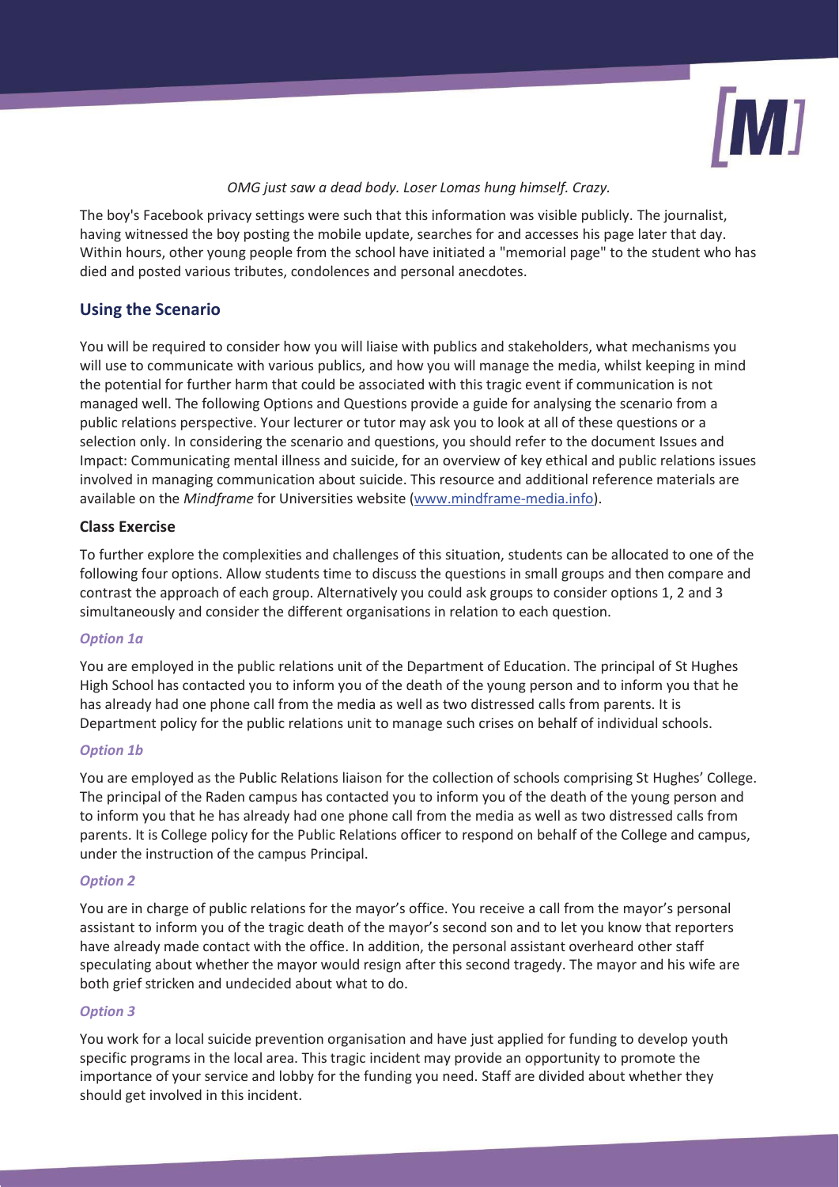*OMG just saw a dead body. Loser Lomas hung himself. Crazy.*

The boy's Facebook privacy settings were such that this information was visible publicly. The journalist, having witnessed the boy posting the mobile update, searches for and accesses his page later that day. Within hours, other young people from the school have initiated a "memorial page" to the student who has died and posted various tributes, condolences and personal anecdotes.

## Using the Scenario

You will be required to consider how you will liaise with publics and stakeholders, what mechanisms you will use to communicate with various publics, and how you will manage the media, whilst keeping in mind the potential for further harm that could be associated with this tragic event if communication is not managed well. The following Options and Questions provide a guide for analysing the scenario from a public relations perspective. Your lecturer or tutor may ask you to look at all of these questions or a selection only. In considering the scenario and questions, you should refer to the document Issues and Impact: Communicating mental illness and suicide, for an overview of key ethical and public relations issues involved in managing communication about suicide. This resource and additional reference materials are available on the *Mindframe* for Universities website (www.mindframe-media.info).

### Class Exercise

To further explore the complexities and challenges of this situation, students can be allocated to one of the following four options. Allow students time to discuss the questions in small groups and then compare and contrast the approach of each group. Alternatively you could ask groups to consider options 1, 2 and 3 simultaneously and consider the different organisations in relation to each question.

#### *Option 1a*

You are employed in the public relations unit of the Department of Education. The principal of St Hughes High School has contacted you to inform you of the death of the young person and to inform you that he has already had one phone call from the media as well as two distressed calls from parents. It is Department policy for the public relations unit to manage such crises on behalf of individual schools.

#### *Option 1b*

You are employed as the Public Relations liaison for the collection of schools comprising St Hughes' College. The principal of the Raden campus has contacted you to inform you of the death of the young person and to inform you that he has already had one phone call from the media as well as two distressed calls from parents. It is College policy for the Public Relations officer to respond on behalf of the College and campus, under the instruction of the campus Principal.

#### *Option 2*

You are in charge of public relations for the mayor's office. You receive a call from the mayor's personal assistant to inform you of the tragic death of the mayor's second son and to let you know that reporters have already made contact with the office. In addition, the personal assistant overheard other staff speculating about whether the mayor would resign after this second tragedy. The mayor and his wife are both grief stricken and undecided about what to do.

#### *Option 3*

You work for a local suicide prevention organisation and have just applied for funding to develop youth specific programs in the local area. This tragic incident may provide an opportunity to promote the importance of your service and lobby for the funding you need. Staff are divided about whether they should get involved in this incident.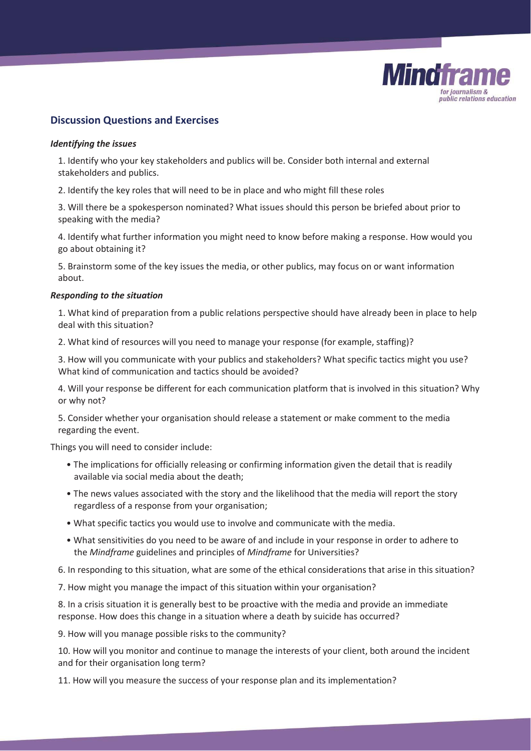## Discussion Questions and Exercises

### *Identifying the issues*

1. Identify who your key stakeholders and publics will be. Consider both internal and external stakeholders and publics.

2. Identify the key roles that will need to be in place and who might fill these roles

3. Will there be a spokesperson nominated? What issues should this person be briefed about prior to speaking with the media?

4. Identify what further information you might need to know before making a response. How would you go about obtaining it?

5. Brainstorm some of the key issues the media, or other publics, may focus on or want information about.

### *Responding to the situation*

1. What kind of preparation from a public relations perspective should have already been in place to help deal with this situation?

2. What kind of resources will you need to manage your response (for example, staffing)?

3. How will you communicate with your publics and stakeholders? What specific tactics might you use? What kind of communication and tactics should be avoided?

4. Will your response be different for each communication platform that is involved in this situation? Why or why not?

5. Consider whether your organisation should release a statement or make comment to the media regarding the event.

Things you will need to consider include:

- The implications for officially releasing or confirming information given the detail that is readily available via social media about the death;
- The news values associated with the story and the likelihood that the media will report the story regardless of a response from your organisation;
- What specific tactics you would use to involve and communicate with the media.
- What sensitivities do you need to be aware of and include in your response in order to adhere to the *Mindframe* guidelines and principles of *Mindframe* for Universities?

6. In responding to this situation, what are some of the ethical considerations that arise in this situation?

7. How might you manage the impact of this situation within your organisation?

8. In a crisis situation it is generally best to be proactive with the media and provide an immediate response. How does this change in a situation where a death by suicide has occurred?

9. How will you manage possible risks to the community?

10. How will you monitor and continue to manage the interests of your client, both around the incident and for their organisation long term?

11. How will you measure the success of your response plan and its implementation?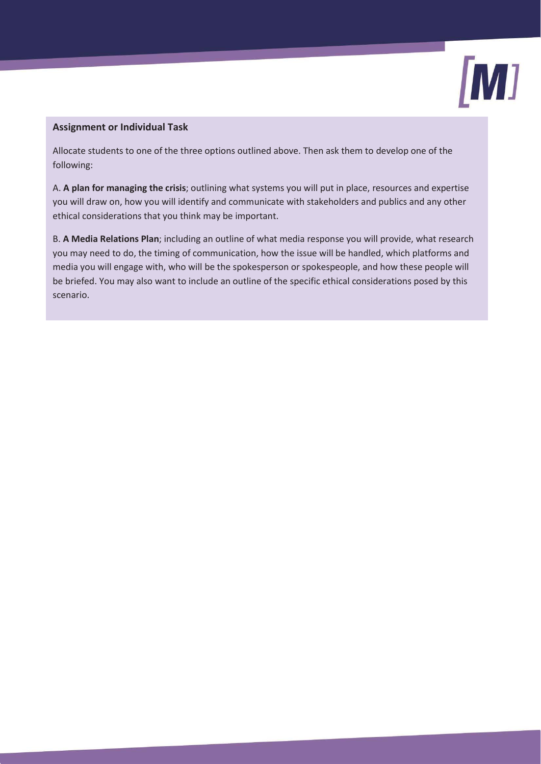**Assignment or Individual Task**

Allocate students to one of the three options outlined above. Then ask them to develop one of the following:

A. **A plan for managing the crisis**; outlining what systems you will put in place, resources and expertise you will draw on, how you will identify and communicate with stakeholders and publics and any other ethical considerations that you think may be important.

B. **A Media Relations Plan**; including an outline of what media response you will provide, what research you may need to do, the timing of communication, how the issue will be handled, which platforms and media you will engage with, who will be the spokesperson or spokespeople, and how these people will be briefed. You may also want to include an outline of the specific ethical considerations posed by this scenario.